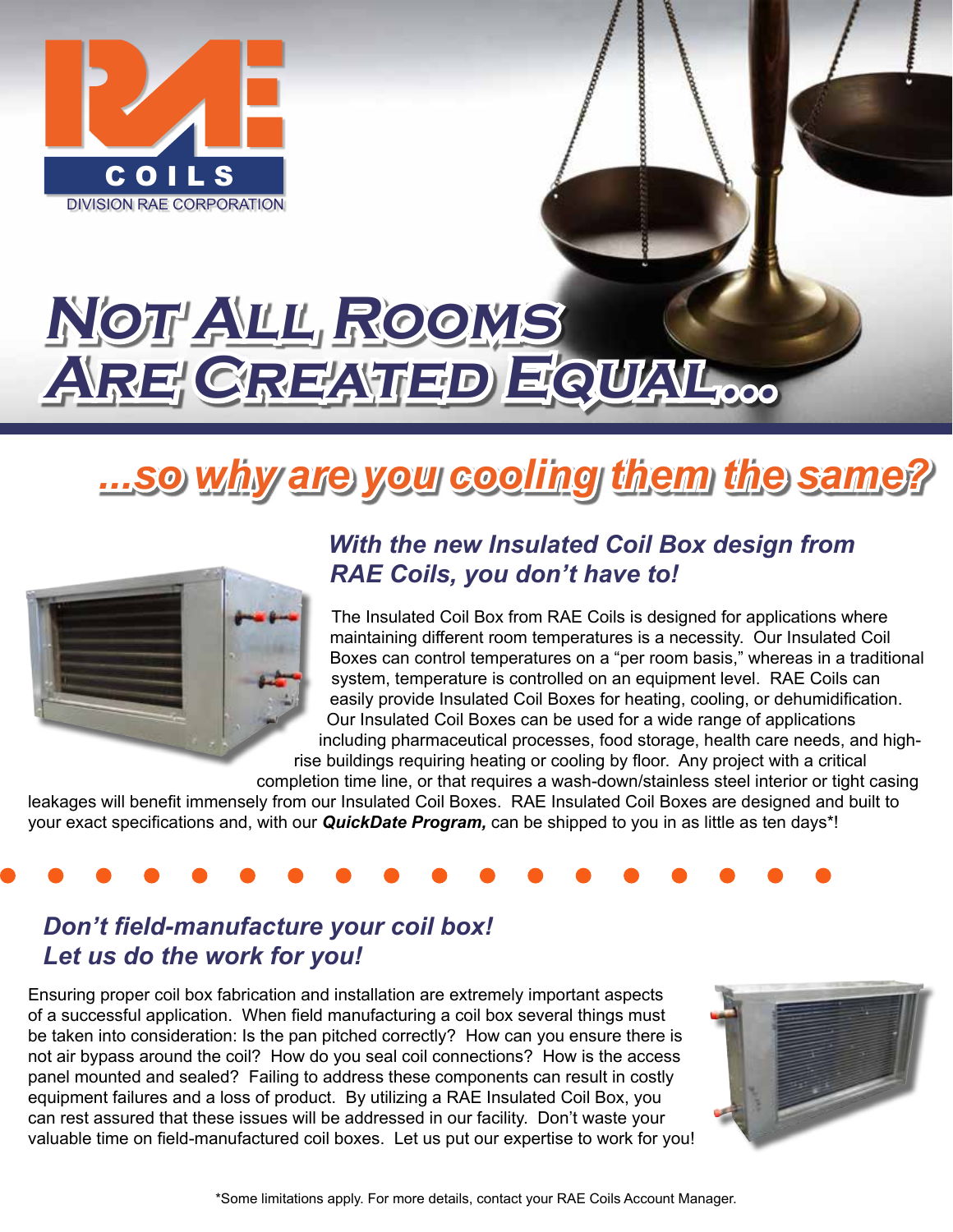RAE

COILS

DIVISION RAE CORPORATION

# Not All Rooms Are Created Equal...

## ...so why are you cooling them the same?

### *With the new Insulated Coil Box design from RAE Coils, you don't have to!*

The Insulated Coil Box from RAE Coils is designed for applications where maintaining different room temperatures is a necessity. Our Insulated Coil Boxes can control temperatures on a "per room basis," whereas in a traditional system, temperature is controlled on an equipment level. RAE Coils can easily provide Insulated Coil Boxes for heating, cooling, or dehumidification. Our Insulated Coil Boxes can be used for a wide range of applications including pharmaceutical processes, food storage, health care needs, and high-rise buildings requiring heating or cooling by floor. Any project with a critical completion time line, or that requires a wash-down/stainless steel interior or tight casing leakages will benefit immensely from our Insulated Coil Boxes. RAE Insulated Coil Boxes are designed and built to your exact specifications and, with our ***QuickDate Program,*** can be shipped to you in as little as ten days*!

### *Don't field-manufacture your coil box! Let us do the work for you!*

Ensuring proper coil box fabrication and installation are extremely important aspects of a successful application. When field manufacturing a coil box several things must be taken into consideration: Is the pan pitched correctly? How can you ensure there is not air bypass around the coil? How do you seal coil connections? How is the access panel mounted and sealed? Failing to address these components can result in costly equipment failures and a loss of product. By utilizing a RAE Insulated Coil Box, you can rest assured that these issues will be addressed in our facility. Don't waste your valuable time on field-manufactured coil boxes. Let us put our expertise to work for you!

*Some limitations apply. For more details, contact your RAE Coils Account Manager.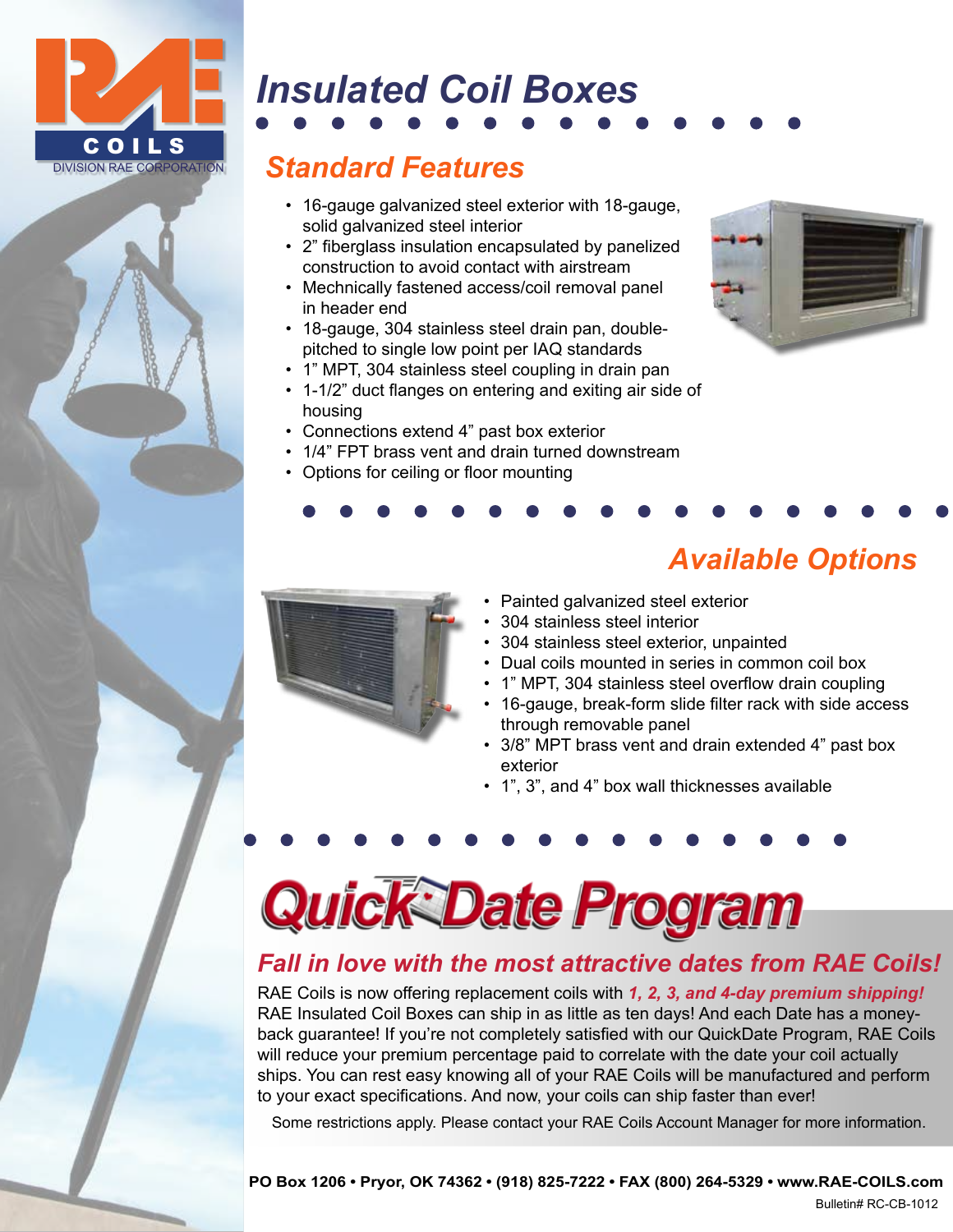RAE COILS

DIVISION RAE CORPORATION

# *Insulated Coil Boxes*

## *Standard Features*

- 16-gauge galvanized steel exterior with 18-gauge, solid galvanized steel interior
- 2" fiberglass insulation encapsulated by panelized construction to avoid contact with airstream
- Mechnically fastened access/coil removal panel in header end
- 18-gauge, 304 stainless steel drain pan, double-pitched to single low point per IAQ standards
- 1" MPT, 304 stainless steel coupling in drain pan
- 1-1/2" duct flanges on entering and exiting air side of housing
- Connections extend 4" past box exterior
- 1/4" FPT brass vent and drain turned downstream
- Options for ceiling or floor mounting

## *Available Options*

- Painted galvanized steel exterior
- 304 stainless steel interior
- 304 stainless steel exterior, unpainted
- Dual coils mounted in series in common coil box
- 1" MPT, 304 stainless steel overflow drain coupling
- 16-gauge, break-form slide filter rack with side access through removable panel
- 3/8" MPT brass vent and drain extended 4" past box exterior
- 1", 3", and 4" box wall thicknesses available

## Quick-Date Program

### *Fall in love with the most attractive dates from RAE Coils!*

RAE Coils is now offering replacement coils with ***1, 2, 3, and 4-day premium shipping!*** RAE Insulated Coil Boxes can ship in as little as ten days! And each Date has a money-back guarantee! If you're not completely satisfied with our QuickDate Program, RAE Coils will reduce your premium percentage paid to correlate with the date your coil actually ships. You can rest easy knowing all of your RAE Coils will be manufactured and perform to your exact specifications. And now, your coils can ship faster than ever!

Some restrictions apply. Please contact your RAE Coils Account Manager for more information.

**PO Box 1206 • Pryor, OK 74362 • (918) 825-7222 • FAX (800) 264-5329 • www.RAE-COILS.com**

Bulletin# RC-CB-1012